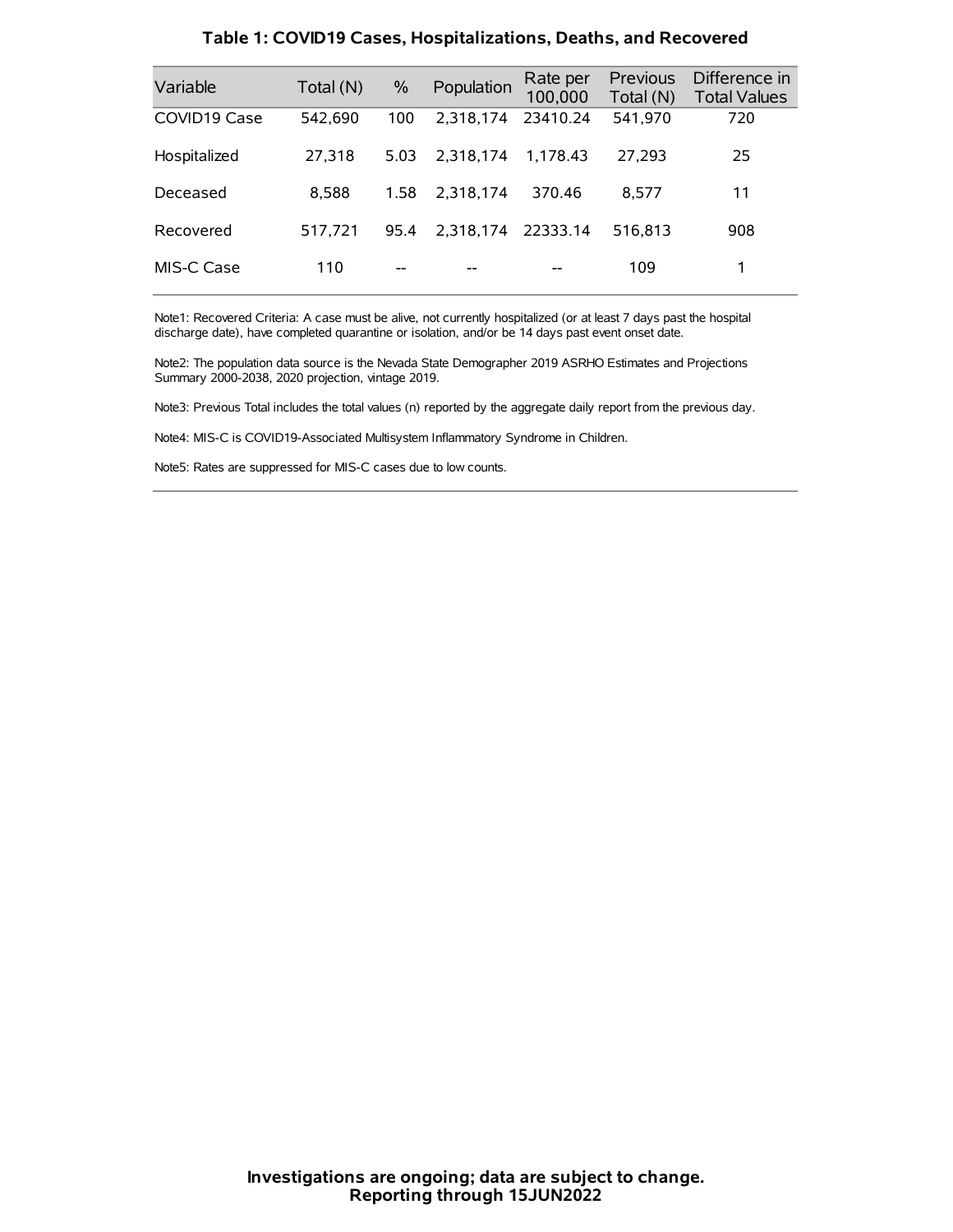**Table 1: COVID19 Cases, Hospitalizations, Deaths, and Recovered**

| Variable | Total (N) | % | Population | Rate per 100,000 | Previous Total (N) | Difference in Total Values |
|---|---|---|---|---|---|---|
| COVID19 Case | 542,690 | 100 | 2,318,174 | 23410.24 | 541,970 | 720 |
| Hospitalized | 27,318 | 5.03 | 2,318,174 | 1,178.43 | 27,293 | 25 |
| Deceased | 8,588 | 1.58 | 2,318,174 | 370.46 | 8,577 | 11 |
| Recovered | 517,721 | 95.4 | 2,318,174 | 22333.14 | 516,813 | 908 |
| MIS-C Case | 110 | -- | -- | -- | 109 | 1 |

Note1: Recovered Criteria: A case must be alive, not currently hospitalized (or at least 7 days past the hospital discharge date), have completed quarantine or isolation, and/or be 14 days past event onset date.

Note2: The population data source is the Nevada State Demographer 2019 ASRHO Estimates and Projections Summary 2000-2038, 2020 projection, vintage 2019.

Note3: Previous Total includes the total values (n) reported by the aggregate daily report from the previous day.

Note4: MIS-C is COVID19-Associated Multisystem Inflammatory Syndrome in Children.

Note5: Rates are suppressed for MIS-C cases due to low counts.

**Investigations are ongoing; data are subject to change.**
**Reporting through 15JUN2022**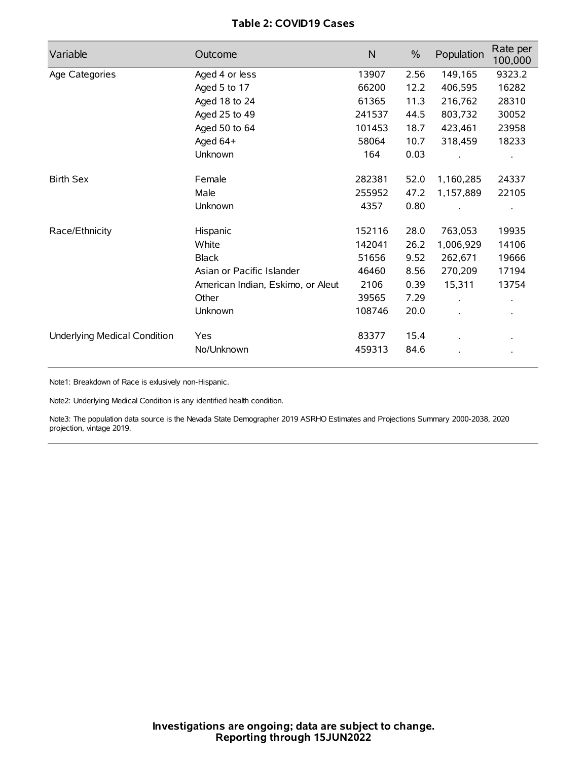**Table 2: COVID19 Cases**

| Variable | Outcome | N | % | Population | Rate per 100,000 |
|---|---|---|---|---|---|
| Age Categories | Aged 4 or less | 13907 | 2.56 | 149,165 | 9323.2 |
| | Aged 5 to 17 | 66200 | 12.2 | 406,595 | 16282 |
| | Aged 18 to 24 | 61365 | 11.3 | 216,762 | 28310 |
| | Aged 25 to 49 | 241537 | 44.5 | 803,732 | 30052 |
| | Aged 50 to 64 | 101453 | 18.7 | 423,461 | 23958 |
| | Aged 64+ | 58064 | 10.7 | 318,459 | 18233 |
| | Unknown | 164 | 0.03 | . | . |
| Birth Sex | Female | 282381 | 52.0 | 1,160,285 | 24337 |
| | Male | 255952 | 47.2 | 1,157,889 | 22105 |
| | Unknown | 4357 | 0.80 | . | . |
| Race/Ethnicity | Hispanic | 152116 | 28.0 | 763,053 | 19935 |
| | White | 142041 | 26.2 | 1,006,929 | 14106 |
| | Black | 51656 | 9.52 | 262,671 | 19666 |
| | Asian or Pacific Islander | 46460 | 8.56 | 270,209 | 17194 |
| | American Indian, Eskimo, or Aleut | 2106 | 0.39 | 15,311 | 13754 |
| | Other | 39565 | 7.29 | . | . |
| | Unknown | 108746 | 20.0 | . | . |
| Underlying Medical Condition | Yes | 83377 | 15.4 | . | . |
| | No/Unknown | 459313 | 84.6 | . | . |

Note1: Breakdown of Race is exlusively non-Hispanic.

Note2: Underlying Medical Condition is any identified health condition.

Note3: The population data source is the Nevada State Demographer 2019 ASRHO Estimates and Projections Summary 2000-2038, 2020 projection, vintage 2019.

**Investigations are ongoing; data are subject to change.**
**Reporting through 15JUN2022**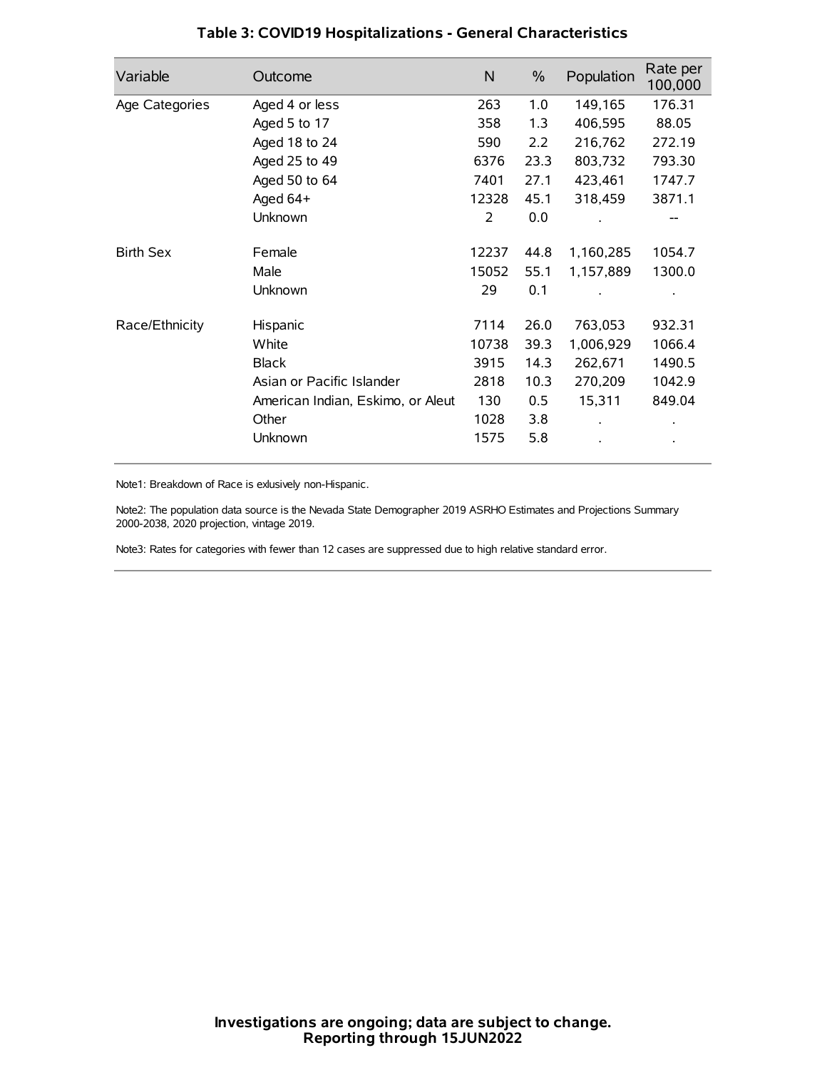### Table 3: COVID19 Hospitalizations - General Characteristics

| Variable | Outcome | N | % | Population | Rate per 100,000 |
|---|---|---|---|---|---|
| Age Categories | Aged 4 or less | 263 | 1.0 | 149,165 | 176.31 |
| | Aged 5 to 17 | 358 | 1.3 | 406,595 | 88.05 |
| | Aged 18 to 24 | 590 | 2.2 | 216,762 | 272.19 |
| | Aged 25 to 49 | 6376 | 23.3 | 803,732 | 793.30 |
| | Aged 50 to 64 | 7401 | 27.1 | 423,461 | 1747.7 |
| | Aged 64+ | 12328 | 45.1 | 318,459 | 3871.1 |
| | Unknown | 2 | 0.0 | . | -- |
| Birth Sex | Female | 12237 | 44.8 | 1,160,285 | 1054.7 |
| | Male | 15052 | 55.1 | 1,157,889 | 1300.0 |
| | Unknown | 29 | 0.1 | . | . |
| Race/Ethnicity | Hispanic | 7114 | 26.0 | 763,053 | 932.31 |
| | White | 10738 | 39.3 | 1,006,929 | 1066.4 |
| | Black | 3915 | 14.3 | 262,671 | 1490.5 |
| | Asian or Pacific Islander | 2818 | 10.3 | 270,209 | 1042.9 |
| | American Indian, Eskimo, or Aleut | 130 | 0.5 | 15,311 | 849.04 |
| | Other | 1028 | 3.8 | . | . |
| | Unknown | 1575 | 5.8 | . | . |

Note1: Breakdown of Race is exlusively non-Hispanic.

Note2: The population data source is the Nevada State Demographer 2019 ASRHO Estimates and Projections Summary 2000-2038, 2020 projection, vintage 2019.

Note3: Rates for categories with fewer than 12 cases are suppressed due to high relative standard error.

**Investigations are ongoing; data are subject to change.**
**Reporting through 15JUN2022**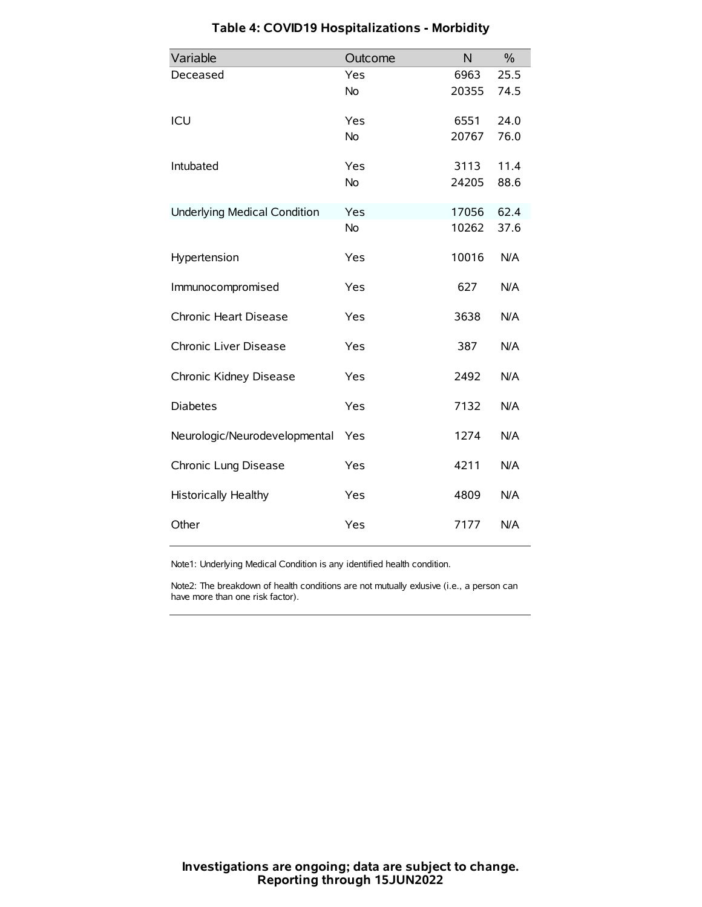## Table 4: COVID19 Hospitalizations - Morbidity

| Variable | Outcome | N | % |
|---|---|---|---|
| Deceased | Yes | 6963 | 25.5 |
| | No | 20355 | 74.5 |
| ICU | Yes | 6551 | 24.0 |
| | No | 20767 | 76.0 |
| Intubated | Yes | 3113 | 11.4 |
| | No | 24205 | 88.6 |
| Underlying Medical Condition | Yes | 17056 | 62.4 |
| | No | 10262 | 37.6 |
| Hypertension | Yes | 10016 | N/A |
| Immunocompromised | Yes | 627 | N/A |
| Chronic Heart Disease | Yes | 3638 | N/A |
| Chronic Liver Disease | Yes | 387 | N/A |
| Chronic Kidney Disease | Yes | 2492 | N/A |
| Diabetes | Yes | 7132 | N/A |
| Neurologic/Neurodevelopmental | Yes | 1274 | N/A |
| Chronic Lung Disease | Yes | 4211 | N/A |
| Historically Healthy | Yes | 4809 | N/A |
| Other | Yes | 7177 | N/A |

Note1: Underlying Medical Condition is any identified health condition.

Note2: The breakdown of health conditions are not mutually exlusive (i.e., a person can have more than one risk factor).

**Investigations are ongoing; data are subject to change.**
**Reporting through 15JUN2022**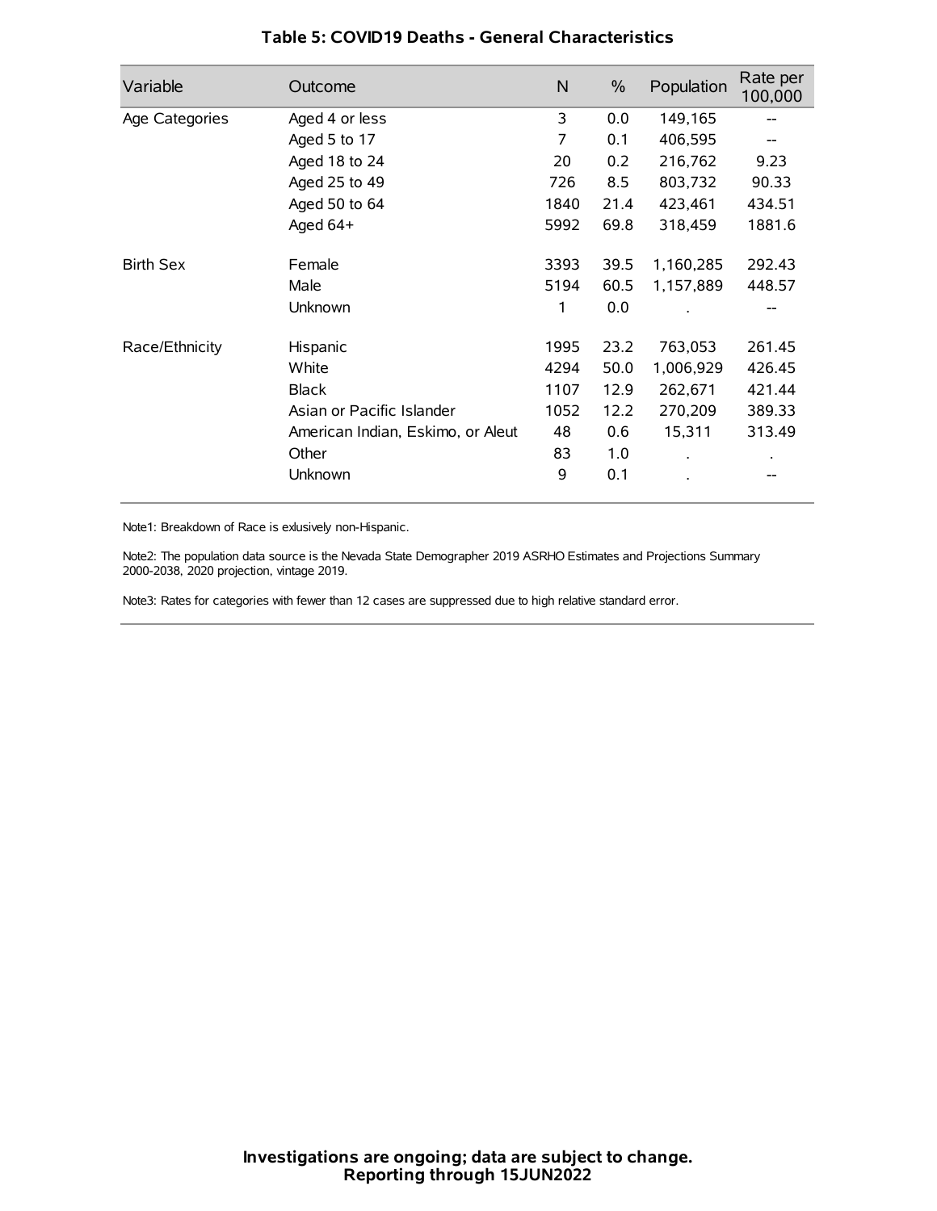## Table 5: COVID19 Deaths - General Characteristics

| Variable | Outcome | N | % | Population | Rate per 100,000 |
|---|---|---|---|---|---|
| Age Categories | Aged 4 or less | 3 | 0.0 | 149,165 | -- |
| | Aged 5 to 17 | 7 | 0.1 | 406,595 | -- |
| | Aged 18 to 24 | 20 | 0.2 | 216,762 | 9.23 |
| | Aged 25 to 49 | 726 | 8.5 | 803,732 | 90.33 |
| | Aged 50 to 64 | 1840 | 21.4 | 423,461 | 434.51 |
| | Aged 64+ | 5992 | 69.8 | 318,459 | 1881.6 |
| Birth Sex | Female | 3393 | 39.5 | 1,160,285 | 292.43 |
| | Male | 5194 | 60.5 | 1,157,889 | 448.57 |
| | Unknown | 1 | 0.0 | . | -- |
| Race/Ethnicity | Hispanic | 1995 | 23.2 | 763,053 | 261.45 |
| | White | 4294 | 50.0 | 1,006,929 | 426.45 |
| | Black | 1107 | 12.9 | 262,671 | 421.44 |
| | Asian or Pacific Islander | 1052 | 12.2 | 270,209 | 389.33 |
| | American Indian, Eskimo, or Aleut | 48 | 0.6 | 15,311 | 313.49 |
| | Other | 83 | 1.0 | . | . |
| | Unknown | 9 | 0.1 | . | -- |

Note1: Breakdown of Race is exlusively non-Hispanic.

Note2: The population data source is the Nevada State Demographer 2019 ASRHO Estimates and Projections Summary 2000-2038, 2020 projection, vintage 2019.

Note3: Rates for categories with fewer than 12 cases are suppressed due to high relative standard error.

**Investigations are ongoing; data are subject to change.**
**Reporting through 15JUN2022**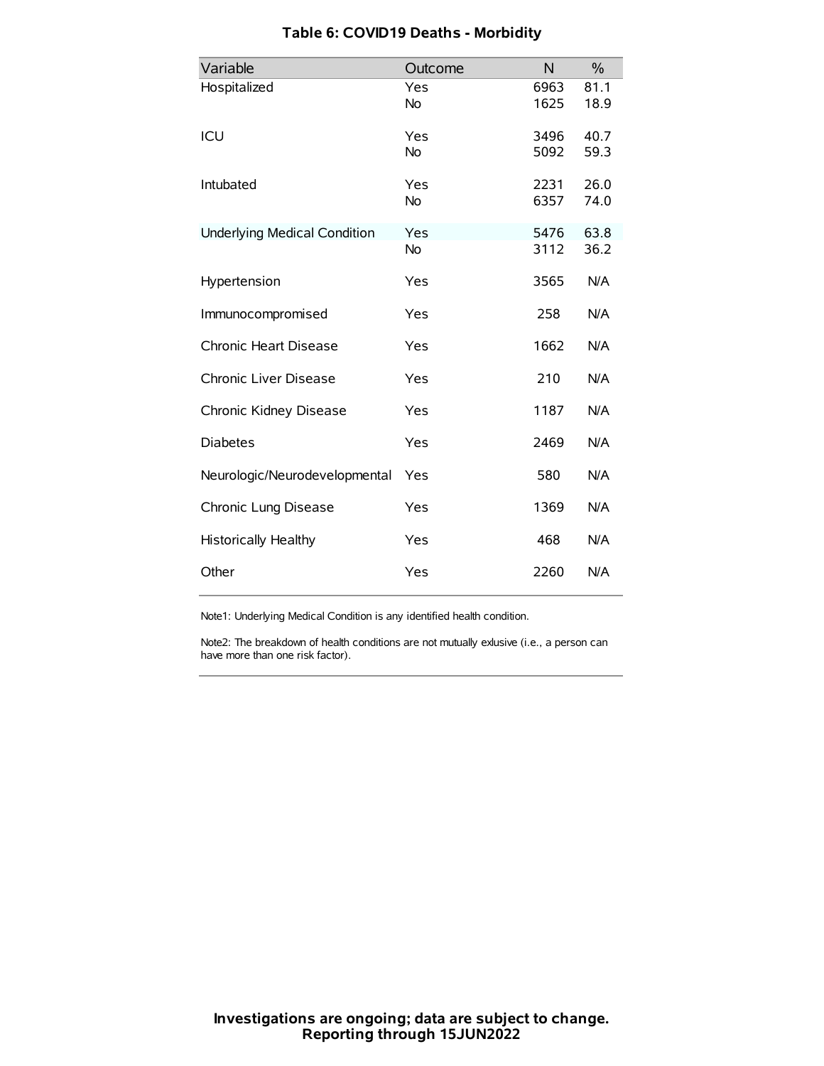### Table 6: COVID19 Deaths - Morbidity

| Variable | Outcome | N | % |
|---|---|---|---|
| Hospitalized | Yes | 6963 | 81.1 |
| | No | 1625 | 18.9 |
| ICU | Yes | 3496 | 40.7 |
| | No | 5092 | 59.3 |
| Intubated | Yes | 2231 | 26.0 |
| | No | 6357 | 74.0 |
| Underlying Medical Condition | Yes | 5476 | 63.8 |
| | No | 3112 | 36.2 |
| Hypertension | Yes | 3565 | N/A |
| Immunocompromised | Yes | 258 | N/A |
| Chronic Heart Disease | Yes | 1662 | N/A |
| Chronic Liver Disease | Yes | 210 | N/A |
| Chronic Kidney Disease | Yes | 1187 | N/A |
| Diabetes | Yes | 2469 | N/A |
| Neurologic/Neurodevelopmental | Yes | 580 | N/A |
| Chronic Lung Disease | Yes | 1369 | N/A |
| Historically Healthy | Yes | 468 | N/A |
| Other | Yes | 2260 | N/A |

Note1: Underlying Medical Condition is any identified health condition.

Note2: The breakdown of health conditions are not mutually exlusive (i.e., a person can have more than one risk factor).

**Investigations are ongoing; data are subject to change.**
**Reporting through 15JUN2022**